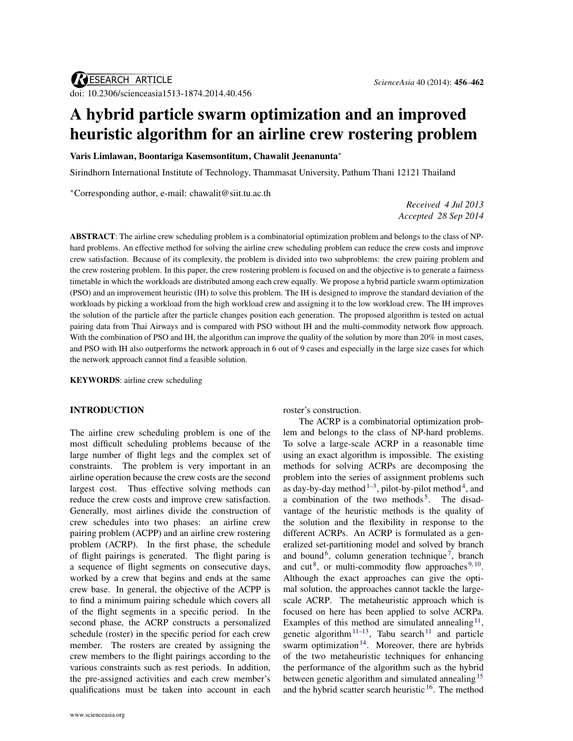RESEARCH ARTICLE

doi: 10.2306/scienceasia1513-1874.2014.40.456

# A hybrid particle swarm optimization and an improved heuristic algorithm for an airline crew rostering problem

**Varis Limlawan, Boontariga Kasemsontitum, Chawalit Jeenanunta***

Sirindhorn International Institute of Technology, Thammasat University, Pathum Thani 12121 Thailand

*Corresponding author, e-mail: chawalit@siit.tu.ac.th

*Received 4 Jul 2013*
*Accepted 28 Sep 2014*

**ABSTRACT**: The airline crew scheduling problem is a combinatorial optimization problem and belongs to the class of NP-hard problems. An effective method for solving the airline crew scheduling problem can reduce the crew costs and improve crew satisfaction. Because of its complexity, the problem is divided into two subproblems: the crew pairing problem and the crew rostering problem. In this paper, the crew rostering problem is focused on and the objective is to generate a fairness timetable in which the workloads are distributed among each crew equally. We propose a hybrid particle swarm optimization (PSO) and an improvement heuristic (IH) to solve this problem. The IH is designed to improve the standard deviation of the workloads by picking a workload from the high workload crew and assigning it to the low workload crew. The IH improves the solution of the particle after the particle changes position each generation. The proposed algorithm is tested on actual pairing data from Thai Airways and is compared with PSO without IH and the multi-commodity network flow approach. With the combination of PSO and IH, the algorithm can improve the quality of the solution by more than 20% in most cases, and PSO with IH also outperforms the network approach in 6 out of 9 cases and especially in the large size cases for which the network approach cannot find a feasible solution.

**KEYWORDS**: airline crew scheduling

## INTRODUCTION

The airline crew scheduling problem is one of the most difficult scheduling problems because of the large number of flight legs and the complex set of constraints. The problem is very important in an airline operation because the crew costs are the second largest cost. Thus effective solving methods can reduce the crew costs and improve crew satisfaction. Generally, most airlines divide the construction of crew schedules into two phases: an airline crew pairing problem (ACPP) and an airline crew rostering problem (ACRP). In the first phase, the schedule of flight pairings is generated. The flight paring is a sequence of flight segments on consecutive days, worked by a crew that begins and ends at the same crew base. In general, the objective of the ACPP is to find a minimum pairing schedule which covers all of the flight segments in a specific period. In the second phase, the ACRP constructs a personalized schedule (roster) in the specific period for each crew member. The rosters are created by assigning the crew members to the flight pairings according to the various constraints such as rest periods. In addition, the pre-assigned activities and each crew member's qualifications must be taken into account in each roster's construction.

The ACRP is a combinatorial optimization problem and belongs to the class of NP-hard problems. To solve a large-scale ACRP in a reasonable time using an exact algorithm is impossible. The existing methods for solving ACRPs are decomposing the problem into the series of assignment problems such as day-by-day method [1–3], pilot-by-pilot method [4], and a combination of the two methods [5]. The disadvantage of the heuristic methods is the quality of the solution and the flexibility in response to the different ACRPs. An ACRP is formulated as a generalized set-partitioning model and solved by branch and bound [6], column generation technique [7], branch and cut [8], or multi-commodity flow approaches [9,10]. Although the exact approaches can give the optimal solution, the approaches cannot tackle the large-scale ACRP. The metaheuristic approach which is focused on here has been applied to solve ACRPa. Examples of this method are simulated annealing [11], genetic algorithm [11–13], Tabu search [11] and particle swarm optimization [14]. Moreover, there are hybrids of the two metaheuristic techniques for enhancing the performance of the algorithm such as the hybrid between genetic algorithm and simulated annealing [15] and the hybrid scatter search heuristic [16]. The method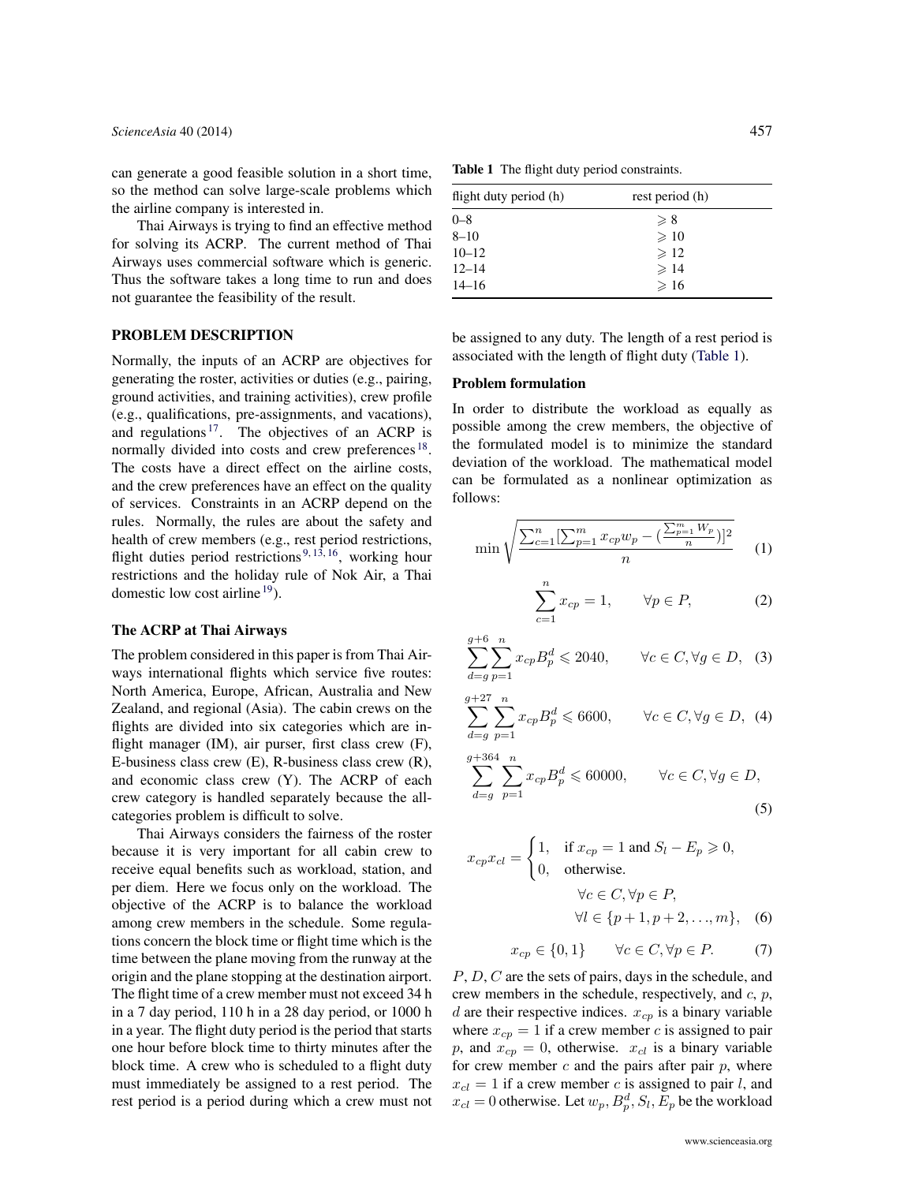can generate a good feasible solution in a short time, so the method can solve large-scale problems which the airline company is interested in.

Thai Airways is trying to find an effective method for solving its ACRP. The current method of Thai Airways uses commercial software which is generic. Thus the software takes a long time to run and does not guarantee the feasibility of the result.

## PROBLEM DESCRIPTION

Normally, the inputs of an ACRP are objectives for generating the roster, activities or duties (e.g., pairing, ground activities, and training activities), crew profile (e.g., qualifications, pre-assignments, and vacations), and regulations [17]. The objectives of an ACRP is normally divided into costs and crew preferences [18]. The costs have a direct effect on the airline costs, and the crew preferences have an effect on the quality of services. Constraints in an ACRP depend on the rules. Normally, the rules are about the safety and health of crew members (e.g., rest period restrictions, flight duties period restrictions [9,13,16], working hour restrictions and the holiday rule of Nok Air, a Thai domestic low cost airline [19]).

### The ACRP at Thai Airways

The problem considered in this paper is from Thai Airways international flights which service five routes: North America, Europe, African, Australia and New Zealand, and regional (Asia). The cabin crews on the flights are divided into six categories which are in-flight manager (IM), air purser, first class crew (F), E-business class crew (E), R-business class crew (R), and economic class crew (Y). The ACRP of each crew category is handled separately because the all-categories problem is difficult to solve.

Thai Airways considers the fairness of the roster because it is very important for all cabin crew to receive equal benefits such as workload, station, and per diem. Here we focus only on the workload. The objective of the ACRP is to balance the workload among crew members in the schedule. Some regulations concern the block time or flight time which is the time between the plane moving from the runway at the origin and the plane stopping at the destination airport. The flight time of a crew member must not exceed 34 h in a 7 day period, 110 h in a 28 day period, or 1000 h in a year. The flight duty period is the period that starts one hour before block time to thirty minutes after the block time. A crew who is scheduled to a flight duty must immediately be assigned to a rest period. The rest period is a period during which a crew must not be assigned to any duty. The length of a rest period is associated with the length of flight duty (Table 1).

**Table 1** The flight duty period constraints.

| flight duty period (h) | rest period (h) |
|---|---|
| 0–8 | $\geqslant 8$ |
| 8–10 | $\geqslant 10$ |
| 10–12 | $\geqslant 12$ |
| 12–14 | $\geqslant 14$ |
| 14–16 | $\geqslant 16$ |

### Problem formulation

In order to distribute the workload as equally as possible among the crew members, the objective of the formulated model is to minimize the standard deviation of the workload. The mathematical model can be formulated as a nonlinear optimization as follows:

$$\min \sqrt{\frac{\sum_{c=1}^{n}[\sum_{p=1}^{m} x_{cp}w_p - (\frac{\sum_{p=1}^{m} W_p}{n})]^2}{n}} \qquad (1)$$

$$\sum_{c=1}^{n} x_{cp} = 1, \qquad \forall p \in P, \qquad (2)$$

$$\sum_{d=g}^{g+6}\sum_{p=1}^{n} x_{cp}B_p^d \leqslant 2040, \qquad \forall c \in C, \forall g \in D, \quad (3)$$

$$\sum_{d=g}^{g+27}\sum_{p=1}^{n} x_{cp}B_p^d \leqslant 6600, \qquad \forall c \in C, \forall g \in D, \quad (4)$$

$$\sum_{d=g}^{g+364}\sum_{p=1}^{n} x_{cp}B_p^d \leqslant 60000, \qquad \forall c \in C, \forall g \in D, \quad (5)$$

$$x_{cp}x_{cl} = \begin{cases} 1, & \text{if } x_{cp} = 1 \text{ and } S_l - E_p \geqslant 0, \\ 0, & \text{otherwise.} \end{cases}$$
$$\forall c \in C, \forall p \in P, \quad \forall l \in \{p+1, p+2, \ldots, m\}, \quad (6)$$

$$x_{cp} \in \{0, 1\} \qquad \forall c \in C, \forall p \in P. \qquad (7)$$

$P$, $D$, $C$ are the sets of pairs, days in the schedule, and crew members in the schedule, respectively, and $c$, $p$, $d$ are their respective indices. $x_{cp}$ is a binary variable where $x_{cp} = 1$ if a crew member $c$ is assigned to pair $p$, and $x_{cp} = 0$, otherwise. $x_{cl}$ is a binary variable for crew member $c$ and the pairs after pair $p$, where $x_{cl} = 1$ if a crew member $c$ is assigned to pair $l$, and $x_{cl} = 0$ otherwise. Let $w_p$, $B_p^d$, $S_l$, $E_p$ be the workload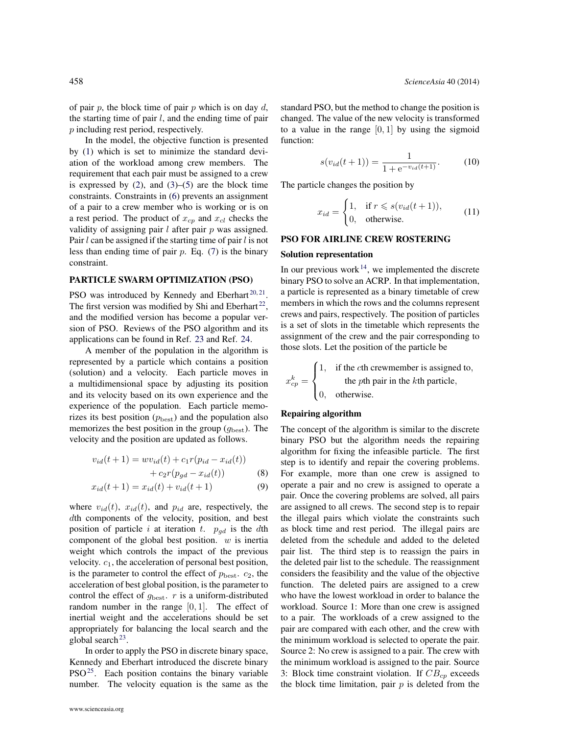of pair $p$, the block time of pair $p$ which is on day $d$, the starting time of pair $l$, and the ending time of pair $p$ including rest period, respectively.

In the model, the objective function is presented by (1) which is set to minimize the standard deviation of the workload among crew members. The requirement that each pair must be assigned to a crew is expressed by (2), and (3)–(5) are the block time constraints. Constraints in (6) prevents an assignment of a pair to a crew member who is working or is on a rest period. The product of $x_{cp}$ and $x_{cl}$ checks the validity of assigning pair $l$ after pair $p$ was assigned. Pair $l$ can be assigned if the starting time of pair $l$ is not less than ending time of pair $p$. Eq. (7) is the binary constraint.

## PARTICLE SWARM OPTIMIZATION (PSO)

PSO was introduced by Kennedy and Eberhart[20,21]. The first version was modified by Shi and Eberhart[22], and the modified version has become a popular version of PSO. Reviews of the PSO algorithm and its applications can be found in Ref. 23 and Ref. 24.

A member of the population in the algorithm is represented by a particle which contains a position (solution) and a velocity. Each particle moves in a multidimensional space by adjusting its position and its velocity based on its own experience and the experience of the population. Each particle memorizes its best position ($p_{\text{best}}$) and the population also memorizes the best position in the group ($g_{\text{best}}$). The velocity and the position are updated as follows.

$$v_{id}(t+1) = wv_{id}(t) + c_1 r(p_{id} - x_{id}(t)) + c_2 r(p_{gd} - x_{id}(t)) \quad (8)$$

$$x_{id}(t+1) = x_{id}(t) + v_{id}(t+1) \quad (9)$$

where $v_{id}(t)$, $x_{id}(t)$, and $p_{id}$ are, respectively, the $d$th components of the velocity, position, and best position of particle $i$ at iteration $t$. $p_{gd}$ is the $d$th component of the global best position. $w$ is inertia weight which controls the impact of the previous velocity. $c_1$, the acceleration of personal best position, is the parameter to control the effect of $p_{\text{best}}$. $c_2$, the acceleration of best global position, is the parameter to control the effect of $g_{\text{best}}$. $r$ is a uniform-distributed random number in the range $[0, 1]$. The effect of inertial weight and the accelerations should be set appropriately for balancing the local search and the global search[23].

In order to apply the PSO in discrete binary space, Kennedy and Eberhart introduced the discrete binary PSO[25]. Each position contains the binary variable number. The velocity equation is the same as the standard PSO, but the method to change the position is changed. The value of the new velocity is transformed to a value in the range $[0, 1]$ by using the sigmoid function:

$$s(v_{id}(t+1)) = \frac{1}{1 + e^{-v_{id}(t+1)}}. \quad (10)$$

The particle changes the position by

$$x_{id} = \begin{cases} 1, & \text{if } r \leqslant s(v_{id}(t+1)), \\ 0, & \text{otherwise.} \end{cases} \quad (11)$$

## PSO FOR AIRLINE CREW ROSTERING

### Solution representation

In our previous work[14], we implemented the discrete binary PSO to solve an ACRP. In that implementation, a particle is represented as a binary timetable of crew members in which the rows and the columns represent crews and pairs, respectively. The position of particles is a set of slots in the timetable which represents the assignment of the crew and the pair corresponding to those slots. Let the position of the particle be

$$x_{cp}^k = \begin{cases} 1, & \text{if the } c\text{th crewmember is assigned to,} \\ & \quad \text{the } p\text{th pair in the } k\text{th particle,} \\ 0, & \text{otherwise.} \end{cases}$$

### Repairing algorithm

The concept of the algorithm is similar to the discrete binary PSO but the algorithm needs the repairing algorithm for fixing the infeasible particle. The first step is to identify and repair the covering problems. For example, more than one crew is assigned to operate a pair and no crew is assigned to operate a pair. Once the covering problems are solved, all pairs are assigned to all crews. The second step is to repair the illegal pairs which violate the constraints such as block time and rest period. The illegal pairs are deleted from the schedule and added to the deleted pair list. The third step is to reassign the pairs in the deleted pair list to the schedule. The reassignment considers the feasibility and the value of the objective function. The deleted pairs are assigned to a crew who have the lowest workload in order to balance the workload. Source 1: More than one crew is assigned to a pair. The workloads of a crew assigned to the pair are compared with each other, and the crew with the minimum workload is selected to operate the pair. Source 2: No crew is assigned to a pair. The crew with the minimum workload is assigned to the pair. Source 3: Block time constraint violation. If $CB_{cp}$ exceeds the block time limitation, pair $p$ is deleted from the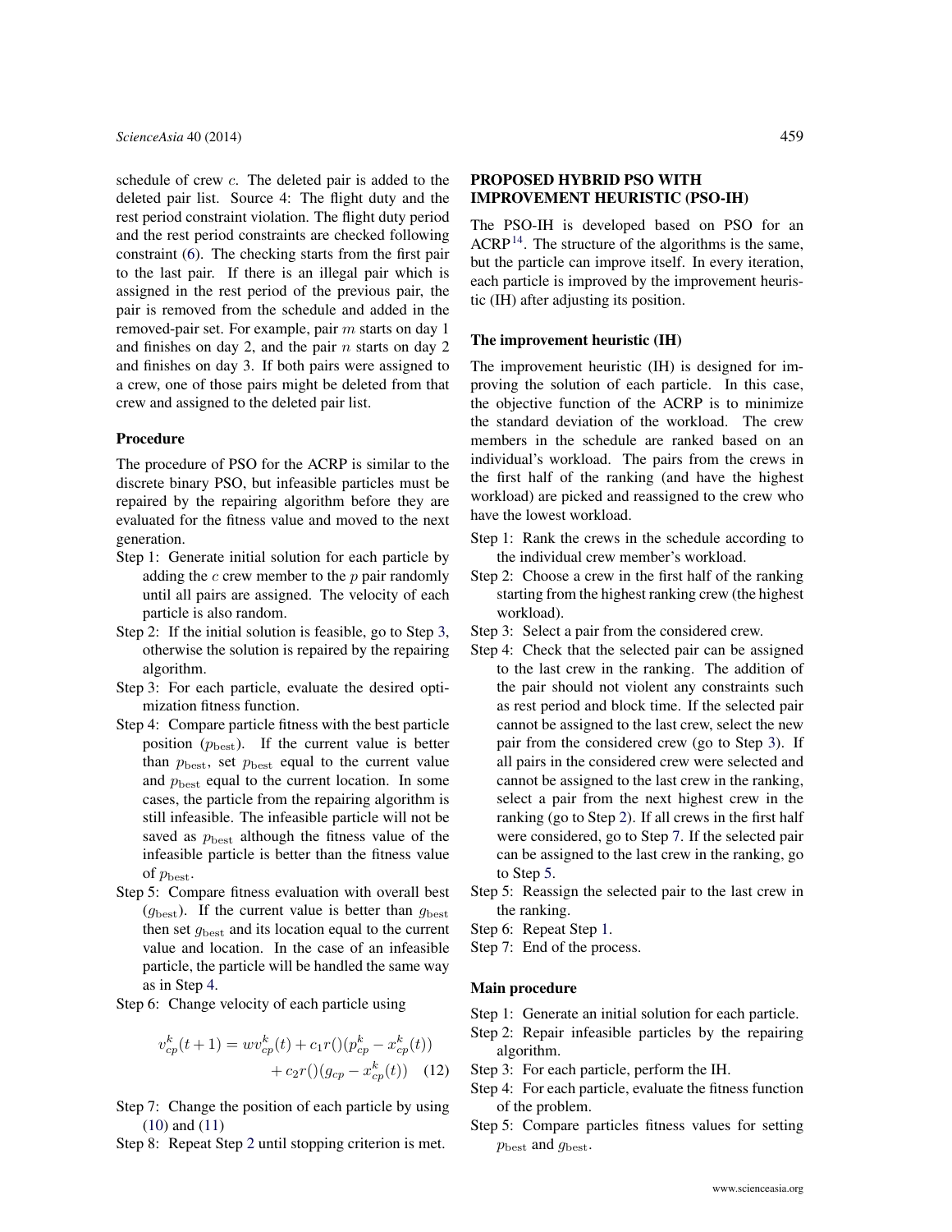schedule of crew $c$. The deleted pair is added to the deleted pair list. Source 4: The flight duty and the rest period constraint violation. The flight duty period and the rest period constraints are checked following constraint (6). The checking starts from the first pair to the last pair. If there is an illegal pair which is assigned in the rest period of the previous pair, the pair is removed from the schedule and added in the removed-pair set. For example, pair $m$ starts on day 1 and finishes on day 2, and the pair $n$ starts on day 2 and finishes on day 3. If both pairs were assigned to a crew, one of those pairs might be deleted from that crew and assigned to the deleted pair list.

### Procedure

The procedure of PSO for the ACRP is similar to the discrete binary PSO, but infeasible particles must be repaired by the repairing algorithm before they are evaluated for the fitness value and moved to the next generation.

- Step 1: Generate initial solution for each particle by adding the $c$ crew member to the $p$ pair randomly until all pairs are assigned. The velocity of each particle is also random.
- Step 2: If the initial solution is feasible, go to Step 3, otherwise the solution is repaired by the repairing algorithm.
- Step 3: For each particle, evaluate the desired optimization fitness function.
- Step 4: Compare particle fitness with the best particle position ($p_{\text{best}}$). If the current value is better than $p_{\text{best}}$, set $p_{\text{best}}$ equal to the current value and $p_{\text{best}}$ equal to the current location. In some cases, the particle from the repairing algorithm is still infeasible. The infeasible particle will not be saved as $p_{\text{best}}$ although the fitness value of the infeasible particle is better than the fitness value of $p_{\text{best}}$.
- Step 5: Compare fitness evaluation with overall best ($g_{\text{best}}$). If the current value is better than $g_{\text{best}}$ then set $g_{\text{best}}$ and its location equal to the current value and location. In the case of an infeasible particle, the particle will be handled the same way as in Step 4.
- Step 6: Change velocity of each particle using

$$v_{cp}^{k}(t+1) = wv_{cp}^{k}(t) + c_1 r()(p_{cp}^{k} - x_{cp}^{k}(t)) + c_2 r()(g_{cp} - x_{cp}^{k}(t)) \quad (12)$$

- Step 7: Change the position of each particle by using (10) and (11)
- Step 8: Repeat Step 2 until stopping criterion is met.

## PROPOSED HYBRID PSO WITH IMPROVEMENT HEURISTIC (PSO-IH)

The PSO-IH is developed based on PSO for an ACRP [14]. The structure of the algorithms is the same, but the particle can improve itself. In every iteration, each particle is improved by the improvement heuristic (IH) after adjusting its position.

### The improvement heuristic (IH)

The improvement heuristic (IH) is designed for improving the solution of each particle. In this case, the objective function of the ACRP is to minimize the standard deviation of the workload. The crew members in the schedule are ranked based on an individual's workload. The pairs from the crews in the first half of the ranking (and have the highest workload) are picked and reassigned to the crew who have the lowest workload.

- Step 1: Rank the crews in the schedule according to the individual crew member's workload.
- Step 2: Choose a crew in the first half of the ranking starting from the highest ranking crew (the highest workload).
- Step 3: Select a pair from the considered crew.
- Step 4: Check that the selected pair can be assigned to the last crew in the ranking. The addition of the pair should not violent any constraints such as rest period and block time. If the selected pair cannot be assigned to the last crew, select the new pair from the considered crew (go to Step 3). If all pairs in the considered crew were selected and cannot be assigned to the last crew in the ranking, select a pair from the next highest crew in the ranking (go to Step 2). If all crews in the first half were considered, go to Step 7. If the selected pair can be assigned to the last crew in the ranking, go to Step 5.
- Step 5: Reassign the selected pair to the last crew in the ranking.
- Step 6: Repeat Step 1.
- Step 7: End of the process.

### Main procedure

- Step 1: Generate an initial solution for each particle.
- Step 2: Repair infeasible particles by the repairing algorithm.
- Step 3: For each particle, perform the IH.
- Step 4: For each particle, evaluate the fitness function of the problem.
- Step 5: Compare particles fitness values for setting $p_{\text{best}}$ and $g_{\text{best}}$.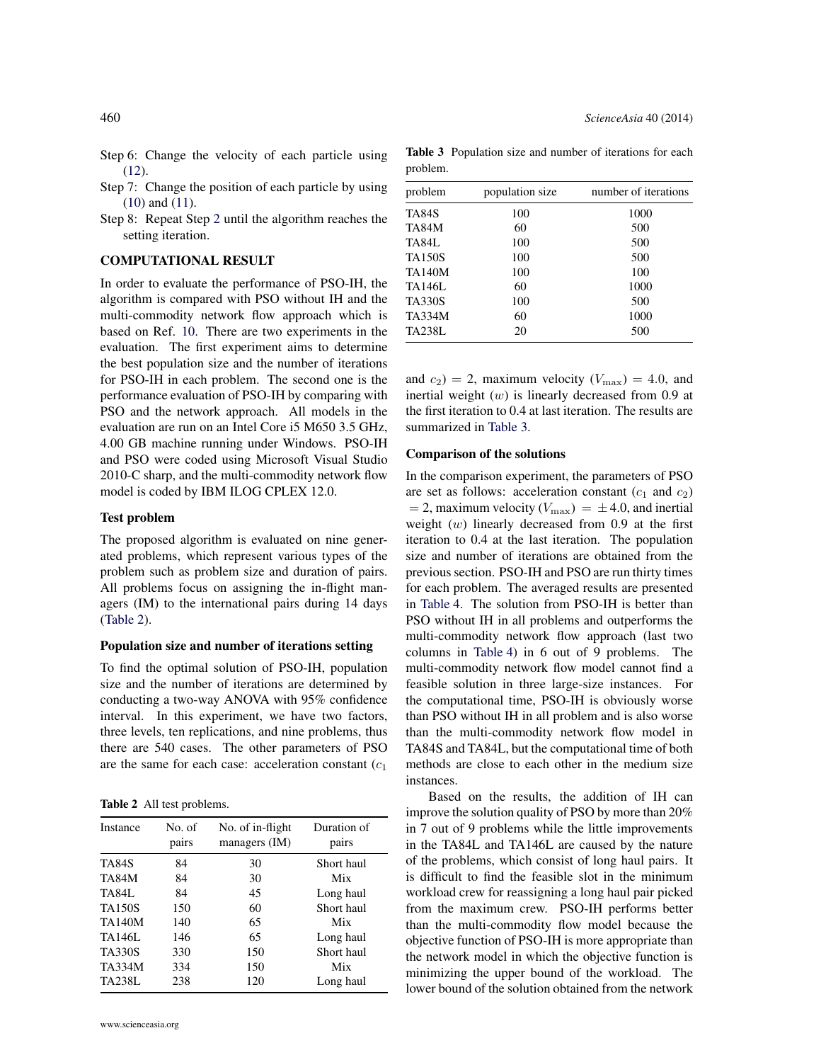Step 6: Change the velocity of each particle using (12).

Step 7: Change the position of each particle by using (10) and (11).

Step 8: Repeat Step 2 until the algorithm reaches the setting iteration.

## COMPUTATIONAL RESULT

In order to evaluate the performance of PSO-IH, the algorithm is compared with PSO without IH and the multi-commodity network flow approach which is based on Ref. 10. There are two experiments in the evaluation. The first experiment aims to determine the best population size and the number of iterations for PSO-IH in each problem. The second one is the performance evaluation of PSO-IH by comparing with PSO and the network approach. All models in the evaluation are run on an Intel Core i5 M650 3.5 GHz, 4.00 GB machine running under Windows. PSO-IH and PSO were coded using Microsoft Visual Studio 2010-C sharp, and the multi-commodity network flow model is coded by IBM ILOG CPLEX 12.0.

### Test problem

The proposed algorithm is evaluated on nine generated problems, which represent various types of the problem such as problem size and duration of pairs. All problems focus on assigning the in-flight managers (IM) to the international pairs during 14 days (Table 2).

### Population size and number of iterations setting

To find the optimal solution of PSO-IH, population size and the number of iterations are determined by conducting a two-way ANOVA with 95% confidence interval. In this experiment, we have two factors, three levels, ten replications, and nine problems, thus there are 540 cases. The other parameters of PSO are the same for each case: acceleration constant ($c_1$ and $c_2$) = 2, maximum velocity ($V_{\max}$) = 4.0, and inertial weight ($w$) is linearly decreased from 0.9 at the first iteration to 0.4 at last iteration. The results are summarized in Table 3.

**Table 2** All test problems.

| Instance | No. of pairs | No. of in-flight managers (IM) | Duration of pairs |
|---|---|---|---|
| TA84S | 84 | 30 | Short haul |
| TA84M | 84 | 30 | Mix |
| TA84L | 84 | 45 | Long haul |
| TA150S | 150 | 60 | Short haul |
| TA140M | 140 | 65 | Mix |
| TA146L | 146 | 65 | Long haul |
| TA330S | 330 | 150 | Short haul |
| TA334M | 334 | 150 | Mix |
| TA238L | 238 | 120 | Long haul |

**Table 3** Population size and number of iterations for each problem.

| problem | population size | number of iterations |
|---|---|---|
| TA84S | 100 | 1000 |
| TA84M | 60 | 500 |
| TA84L | 100 | 500 |
| TA150S | 100 | 500 |
| TA140M | 100 | 100 |
| TA146L | 60 | 1000 |
| TA330S | 100 | 500 |
| TA334M | 60 | 1000 |
| TA238L | 20 | 500 |

### Comparison of the solutions

In the comparison experiment, the parameters of PSO are set as follows: acceleration constant ($c_1$ and $c_2$) = 2, maximum velocity ($V_{\max}$) = $\pm 4.0$, and inertial weight ($w$) linearly decreased from 0.9 at the first iteration to 0.4 at the last iteration. The population size and number of iterations are obtained from the previous section. PSO-IH and PSO are run thirty times for each problem. The averaged results are presented in Table 4. The solution from PSO-IH is better than PSO without IH in all problems and outperforms the multi-commodity network flow approach (last two columns in Table 4) in 6 out of 9 problems. The multi-commodity network flow model cannot find a feasible solution in three large-size instances. For the computational time, PSO-IH is obviously worse than PSO without IH in all problem and is also worse than the multi-commodity network flow model in TA84S and TA84L, but the computational time of both methods are close to each other in the medium size instances.

Based on the results, the addition of IH can improve the solution quality of PSO by more than 20% in 7 out of 9 problems while the little improvements in the TA84L and TA146L are caused by the nature of the problems, which consist of long haul pairs. It is difficult to find the feasible slot in the minimum workload crew for reassigning a long haul pair picked from the maximum crew. PSO-IH performs better than the multi-commodity flow model because the objective function of PSO-IH is more appropriate than the network model in which the objective function is minimizing the upper bound of the workload. The lower bound of the solution obtained from the network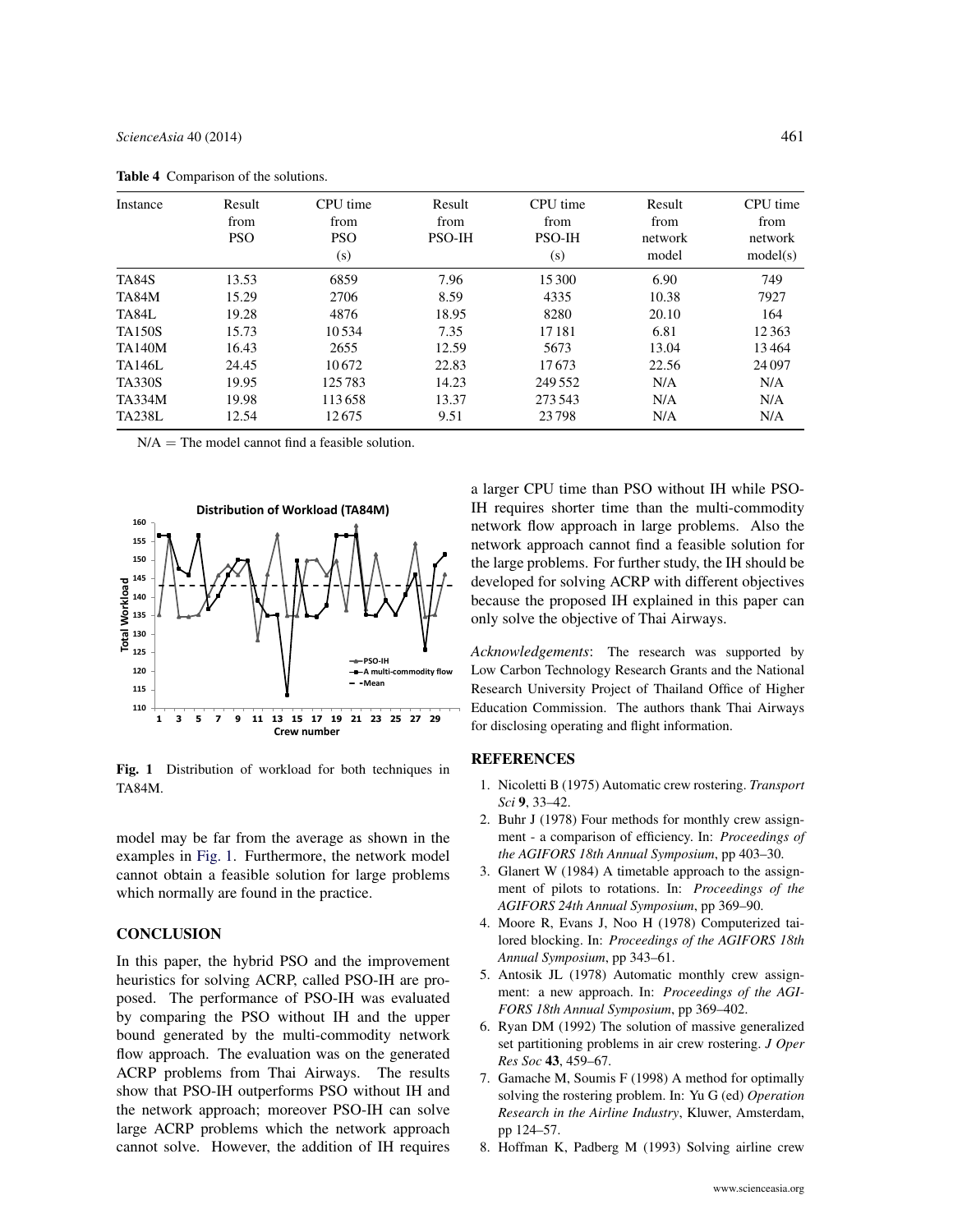**Table 4** Comparison of the solutions.

| Instance | Result from PSO | CPU time from PSO (s) | Result from PSO-IH | CPU time from PSO-IH (s) | Result from network model | CPU time from network model(s) |
|---|---|---|---|---|---|---|
| TA84S | 13.53 | 6859 | 7.96 | 15 300 | 6.90 | 749 |
| TA84M | 15.29 | 2706 | 8.59 | 4335 | 10.38 | 7927 |
| TA84L | 19.28 | 4876 | 18.95 | 8280 | 20.10 | 164 |
| TA150S | 15.73 | 10 534 | 7.35 | 17 181 | 6.81 | 12 363 |
| TA140M | 16.43 | 2655 | 12.59 | 5673 | 13.04 | 13 464 |
| TA146L | 24.45 | 10 672 | 22.83 | 17 673 | 22.56 | 24 097 |
| TA330S | 19.95 | 125 783 | 14.23 | 249 552 | N/A | N/A |
| TA334M | 19.98 | 113 658 | 13.37 | 273 543 | N/A | N/A |
| TA238L | 12.54 | 12 675 | 9.51 | 23 798 | N/A | N/A |

N/A = The model cannot find a feasible solution.

**Fig. 1** Distribution of workload for both techniques in TA84M.

model may be far from the average as shown in the examples in Fig. 1. Furthermore, the network model cannot obtain a feasible solution for large problems which normally are found in the practice.

## CONCLUSION

In this paper, the hybrid PSO and the improvement heuristics for solving ACRP, called PSO-IH are proposed. The performance of PSO-IH was evaluated by comparing the PSO without IH and the upper bound generated by the multi-commodity network flow approach. The evaluation was on the generated ACRP problems from Thai Airways. The results show that PSO-IH outperforms PSO without IH and the network approach; moreover PSO-IH can solve large ACRP problems which the network approach cannot solve. However, the addition of IH requires a larger CPU time than PSO without IH while PSO-IH requires shorter time than the multi-commodity network flow approach in large problems. Also the network approach cannot find a feasible solution for the large problems. For further study, the IH should be developed for solving ACRP with different objectives because the proposed IH explained in this paper can only solve the objective of Thai Airways.

*Acknowledgements*: The research was supported by Low Carbon Technology Research Grants and the National Research University Project of Thailand Office of Higher Education Commission. The authors thank Thai Airways for disclosing operating and flight information.

## REFERENCES

1. Nicoletti B (1975) Automatic crew rostering. *Transport Sci* **9**, 33–42.
2. Buhr J (1978) Four methods for monthly crew assignment - a comparison of efficiency. In: *Proceedings of the AGIFORS 18th Annual Symposium*, pp 403–30.
3. Glanert W (1984) A timetable approach to the assignment of pilots to rotations. In: *Proceedings of the AGIFORS 24th Annual Symposium*, pp 369–90.
4. Moore R, Evans J, Noo H (1978) Computerized tailored blocking. In: *Proceedings of the AGIFORS 18th Annual Symposium*, pp 343–61.
5. Antosik JL (1978) Automatic monthly crew assignment: a new approach. In: *Proceedings of the AGIFORS 18th Annual Symposium*, pp 369–402.
6. Ryan DM (1992) The solution of massive generalized set partitioning problems in air crew rostering. *J Oper Res Soc* **43**, 459–67.
7. Gamache M, Soumis F (1998) A method for optimally solving the rostering problem. In: Yu G (ed) *Operation Research in the Airline Industry*, Kluwer, Amsterdam, pp 124–57.
8. Hoffman K, Padberg M (1993) Solving airline crew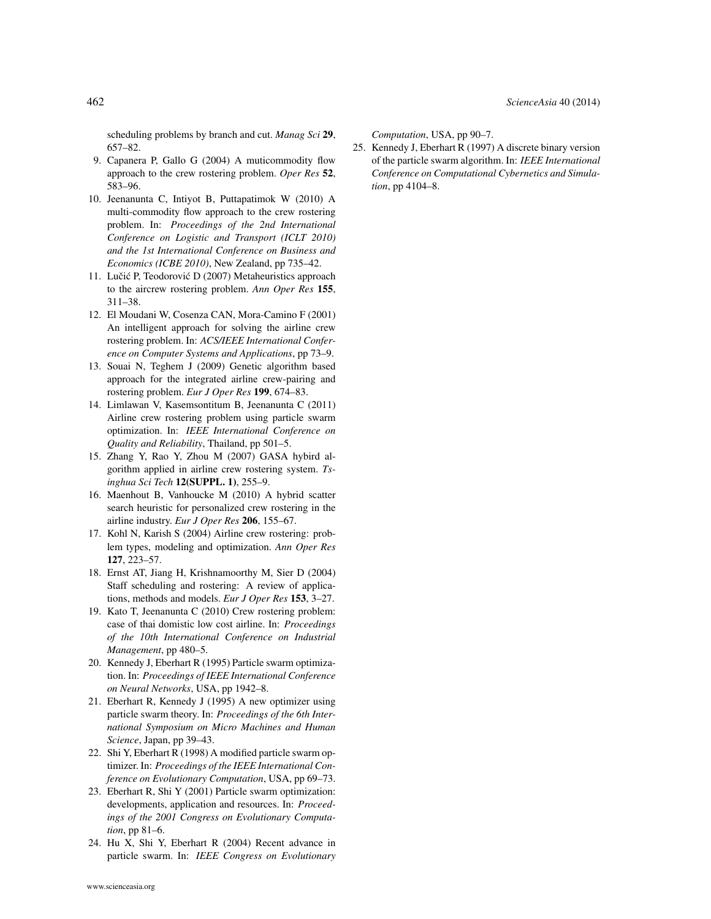scheduling problems by branch and cut. *Manag Sci* **29**, 657–82.

9. Capanera P, Gallo G (2004) A muticommodity flow approach to the crew rostering problem. *Oper Res* **52**, 583–96.
10. Jeenanunta C, Intiyot B, Puttapatimok W (2010) A multi-commodity flow approach to the crew rostering problem. In: *Proceedings of the 2nd International Conference on Logistic and Transport (ICLT 2010) and the 1st International Conference on Business and Economics (ICBE 2010)*, New Zealand, pp 735–42.
11. Lučić P, Teodorović D (2007) Metaheuristics approach to the aircrew rostering problem. *Ann Oper Res* **155**, 311–38.
12. El Moudani W, Cosenza CAN, Mora-Camino F (2001) An intelligent approach for solving the airline crew rostering problem. In: *ACS/IEEE International Conference on Computer Systems and Applications*, pp 73–9.
13. Souai N, Teghem J (2009) Genetic algorithm based approach for the integrated airline crew-pairing and rostering problem. *Eur J Oper Res* **199**, 674–83.
14. Limlawan V, Kasemsontitum B, Jeenanunta C (2011) Airline crew rostering problem using particle swarm optimization. In: *IEEE International Conference on Quality and Reliability*, Thailand, pp 501–5.
15. Zhang Y, Rao Y, Zhou M (2007) GASA hybird algorithm applied in airline crew rostering system. *Tsinghua Sci Tech* **12(SUPPL. 1)**, 255–9.
16. Maenhout B, Vanhoucke M (2010) A hybrid scatter search heuristic for personalized crew rostering in the airline industry. *Eur J Oper Res* **206**, 155–67.
17. Kohl N, Karish S (2004) Airline crew rostering: problem types, modeling and optimization. *Ann Oper Res* **127**, 223–57.
18. Ernst AT, Jiang H, Krishnamoorthy M, Sier D (2004) Staff scheduling and rostering: A review of applications, methods and models. *Eur J Oper Res* **153**, 3–27.
19. Kato T, Jeenanunta C (2010) Crew rostering problem: case of thai domistic low cost airline. In: *Proceedings of the 10th International Conference on Industrial Management*, pp 480–5.
20. Kennedy J, Eberhart R (1995) Particle swarm optimization. In: *Proceedings of IEEE International Conference on Neural Networks*, USA, pp 1942–8.
21. Eberhart R, Kennedy J (1995) A new optimizer using particle swarm theory. In: *Proceedings of the 6th International Symposium on Micro Machines and Human Science*, Japan, pp 39–43.
22. Shi Y, Eberhart R (1998) A modified particle swarm optimizer. In: *Proceedings of the IEEE International Conference on Evolutionary Computation*, USA, pp 69–73.
23. Eberhart R, Shi Y (2001) Particle swarm optimization: developments, application and resources. In: *Proceedings of the 2001 Congress on Evolutionary Computation*, pp 81–6.
24. Hu X, Shi Y, Eberhart R (2004) Recent advance in particle swarm. In: *IEEE Congress on Evolutionary Computation*, USA, pp 90–7.
25. Kennedy J, Eberhart R (1997) A discrete binary version of the particle swarm algorithm. In: *IEEE International Conference on Computational Cybernetics and Simulation*, pp 4104–8.